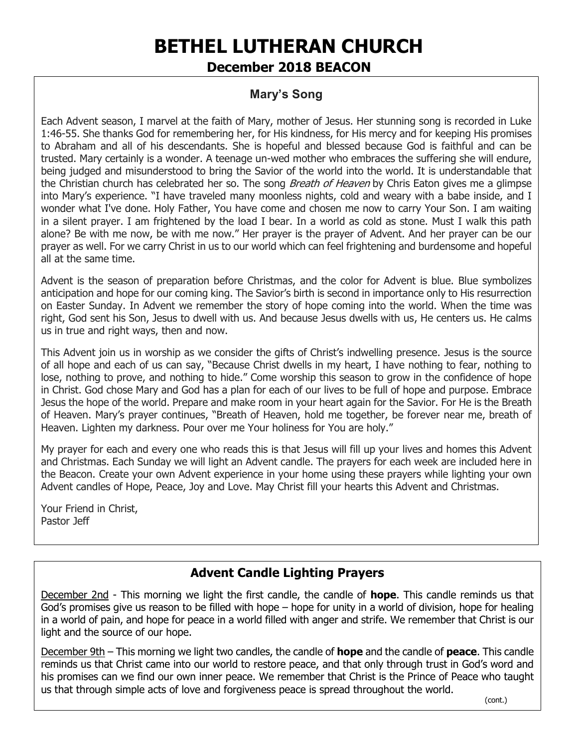# BETHEL LUTHERAN CHURCH

## December 2018 BEACON

### Mary's Song

Each Advent season, I marvel at the faith of Mary, mother of Jesus. Her stunning song is recorded in Luke 1:46-55. She thanks God for remembering her, for His kindness, for His mercy and for keeping His promises to Abraham and all of his descendants. She is hopeful and blessed because God is faithful and can be trusted. Mary certainly is a wonder. A teenage un-wed mother who embraces the suffering she will endure, being judged and misunderstood to bring the Savior of the world into the world. It is understandable that the Christian church has celebrated her so. The song *Breath of Heaven* by Chris Eaton gives me a glimpse into Mary's experience. "I have traveled many moonless nights, cold and weary with a babe inside, and I wonder what I've done. Holy Father, You have come and chosen me now to carry Your Son. I am waiting in a silent prayer. I am frightened by the load I bear. In a world as cold as stone. Must I walk this path alone? Be with me now, be with me now." Her prayer is the prayer of Advent. And her prayer can be our prayer as well. For we carry Christ in us to our world which can feel frightening and burdensome and hopeful all at the same time.

Advent is the season of preparation before Christmas, and the color for Advent is blue. Blue symbolizes anticipation and hope for our coming king. The Savior's birth is second in importance only to His resurrection on Easter Sunday. In Advent we remember the story of hope coming into the world. When the time was right, God sent his Son, Jesus to dwell with us. And because Jesus dwells with us, He centers us. He calms us in true and right ways, then and now.

This Advent join us in worship as we consider the gifts of Christ's indwelling presence. Jesus is the source of all hope and each of us can say, "Because Christ dwells in my heart, I have nothing to fear, nothing to lose, nothing to prove, and nothing to hide." Come worship this season to grow in the confidence of hope in Christ. God chose Mary and God has a plan for each of our lives to be full of hope and purpose. Embrace Jesus the hope of the world. Prepare and make room in your heart again for the Savior. For He is the Breath of Heaven. Mary's prayer continues, "Breath of Heaven, hold me together, be forever near me, breath of Heaven. Lighten my darkness. Pour over me Your holiness for You are holy."

My prayer for each and every one who reads this is that Jesus will fill up your lives and homes this Advent and Christmas. Each Sunday we will light an Advent candle. The prayers for each week are included here in the Beacon. Create your own Advent experience in your home using these prayers while lighting your own Advent candles of Hope, Peace, Joy and Love. May Christ fill your hearts this Advent and Christmas.

Your Friend in Christ,
Pastor Jeff

### Advent Candle Lighting Prayers

December 2nd - This morning we light the first candle, the candle of **hope**. This candle reminds us that God's promises give us reason to be filled with hope – hope for unity in a world of division, hope for healing in a world of pain, and hope for peace in a world filled with anger and strife. We remember that Christ is our light and the source of our hope.

December 9th – This morning we light two candles, the candle of **hope** and the candle of **peace**. This candle reminds us that Christ came into our world to restore peace, and that only through trust in God's word and his promises can we find our own inner peace. We remember that Christ is the Prince of Peace who taught us that through simple acts of love and forgiveness peace is spread throughout the world.

(cont.)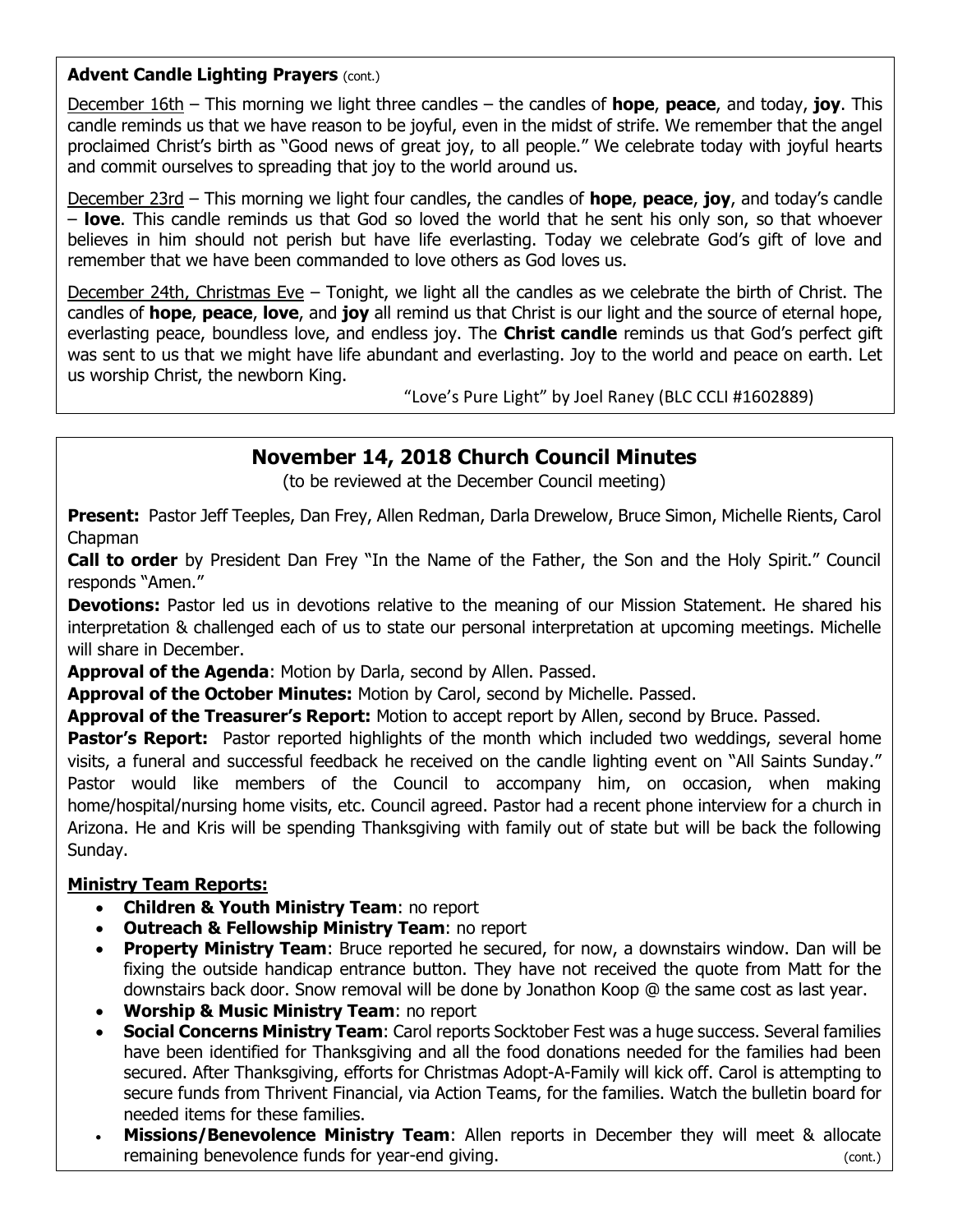**Advent Candle Lighting Prayers** (cont.)

December 16th – This morning we light three candles – the candles of **hope**, **peace**, and today, **joy**. This candle reminds us that we have reason to be joyful, even in the midst of strife. We remember that the angel proclaimed Christ's birth as "Good news of great joy, to all people." We celebrate today with joyful hearts and commit ourselves to spreading that joy to the world around us.

December 23rd – This morning we light four candles, the candles of **hope**, **peace**, **joy**, and today's candle – **love**. This candle reminds us that God so loved the world that he sent his only son, so that whoever believes in him should not perish but have life everlasting. Today we celebrate God's gift of love and remember that we have been commanded to love others as God loves us.

December 24th, Christmas Eve – Tonight, we light all the candles as we celebrate the birth of Christ. The candles of **hope**, **peace**, **love**, and **joy** all remind us that Christ is our light and the source of eternal hope, everlasting peace, boundless love, and endless joy. The **Christ candle** reminds us that God's perfect gift was sent to us that we might have life abundant and everlasting. Joy to the world and peace on earth. Let us worship Christ, the newborn King.

"Love's Pure Light" by Joel Raney (BLC CCLI #1602889)

## November 14, 2018 Church Council Minutes

(to be reviewed at the December Council meeting)

**Present:** Pastor Jeff Teeples, Dan Frey, Allen Redman, Darla Drewelow, Bruce Simon, Michelle Rients, Carol Chapman

**Call to order** by President Dan Frey "In the Name of the Father, the Son and the Holy Spirit." Council responds "Amen."

**Devotions:** Pastor led us in devotions relative to the meaning of our Mission Statement. He shared his interpretation & challenged each of us to state our personal interpretation at upcoming meetings. Michelle will share in December.

**Approval of the Agenda**: Motion by Darla, second by Allen. Passed.

**Approval of the October Minutes:** Motion by Carol, second by Michelle. Passed.

**Approval of the Treasurer's Report:** Motion to accept report by Allen, second by Bruce. Passed.

**Pastor's Report:** Pastor reported highlights of the month which included two weddings, several home visits, a funeral and successful feedback he received on the candle lighting event on "All Saints Sunday." Pastor would like members of the Council to accompany him, on occasion, when making home/hospital/nursing home visits, etc. Council agreed. Pastor had a recent phone interview for a church in Arizona. He and Kris will be spending Thanksgiving with family out of state but will be back the following Sunday.

**Ministry Team Reports:**

- **Children & Youth Ministry Team**: no report
- **Outreach & Fellowship Ministry Team**: no report
- **Property Ministry Team**: Bruce reported he secured, for now, a downstairs window. Dan will be fixing the outside handicap entrance button. They have not received the quote from Matt for the downstairs back door. Snow removal will be done by Jonathon Koop @ the same cost as last year.
- **Worship & Music Ministry Team**: no report
- **Social Concerns Ministry Team**: Carol reports Socktober Fest was a huge success. Several families have been identified for Thanksgiving and all the food donations needed for the families had been secured. After Thanksgiving, efforts for Christmas Adopt-A-Family will kick off. Carol is attempting to secure funds from Thrivent Financial, via Action Teams, for the families. Watch the bulletin board for needed items for these families.
- **Missions/Benevolence Ministry Team**: Allen reports in December they will meet & allocate remaining benevolence funds for year-end giving. (cont.)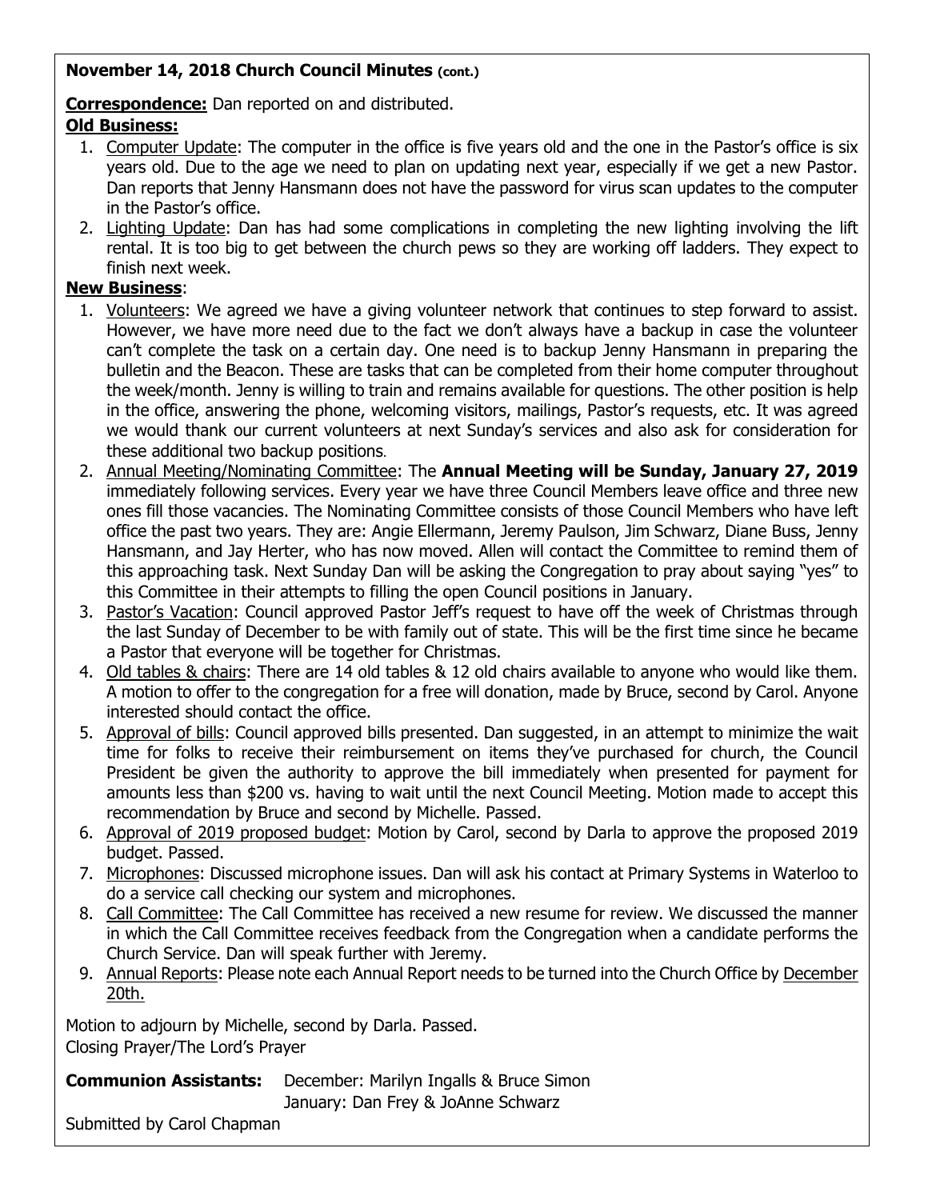**November 14, 2018 Church Council Minutes (cont.)**

**Correspondence:** Dan reported on and distributed.

**Old Business:**

1. Computer Update: The computer in the office is five years old and the one in the Pastor's office is six years old. Due to the age we need to plan on updating next year, especially if we get a new Pastor. Dan reports that Jenny Hansmann does not have the password for virus scan updates to the computer in the Pastor's office.
2. Lighting Update: Dan has had some complications in completing the new lighting involving the lift rental. It is too big to get between the church pews so they are working off ladders. They expect to finish next week.

**New Business**:

1. Volunteers: We agreed we have a giving volunteer network that continues to step forward to assist. However, we have more need due to the fact we don't always have a backup in case the volunteer can't complete the task on a certain day. One need is to backup Jenny Hansmann in preparing the bulletin and the Beacon. These are tasks that can be completed from their home computer throughout the week/month. Jenny is willing to train and remains available for questions. The other position is help in the office, answering the phone, welcoming visitors, mailings, Pastor's requests, etc. It was agreed we would thank our current volunteers at next Sunday's services and also ask for consideration for these additional two backup positions.
2. Annual Meeting/Nominating Committee: The **Annual Meeting will be Sunday, January 27, 2019** immediately following services. Every year we have three Council Members leave office and three new ones fill those vacancies. The Nominating Committee consists of those Council Members who have left office the past two years. They are: Angie Ellermann, Jeremy Paulson, Jim Schwarz, Diane Buss, Jenny Hansmann, and Jay Herter, who has now moved. Allen will contact the Committee to remind them of this approaching task. Next Sunday Dan will be asking the Congregation to pray about saying "yes" to this Committee in their attempts to filling the open Council positions in January.
3. Pastor's Vacation: Council approved Pastor Jeff's request to have off the week of Christmas through the last Sunday of December to be with family out of state. This will be the first time since he became a Pastor that everyone will be together for Christmas.
4. Old tables & chairs: There are 14 old tables & 12 old chairs available to anyone who would like them. A motion to offer to the congregation for a free will donation, made by Bruce, second by Carol. Anyone interested should contact the office.
5. Approval of bills: Council approved bills presented. Dan suggested, in an attempt to minimize the wait time for folks to receive their reimbursement on items they've purchased for church, the Council President be given the authority to approve the bill immediately when presented for payment for amounts less than $200 vs. having to wait until the next Council Meeting. Motion made to accept this recommendation by Bruce and second by Michelle. Passed.
6. Approval of 2019 proposed budget: Motion by Carol, second by Darla to approve the proposed 2019 budget. Passed.
7. Microphones: Discussed microphone issues. Dan will ask his contact at Primary Systems in Waterloo to do a service call checking our system and microphones.
8. Call Committee: The Call Committee has received a new resume for review. We discussed the manner in which the Call Committee receives feedback from the Congregation when a candidate performs the Church Service. Dan will speak further with Jeremy.
9. Annual Reports: Please note each Annual Report needs to be turned into the Church Office by December 20th.

Motion to adjourn by Michelle, second by Darla. Passed.
Closing Prayer/The Lord's Prayer

**Communion Assistants:** December: Marilyn Ingalls & Bruce Simon
January: Dan Frey & JoAnne Schwarz

Submitted by Carol Chapman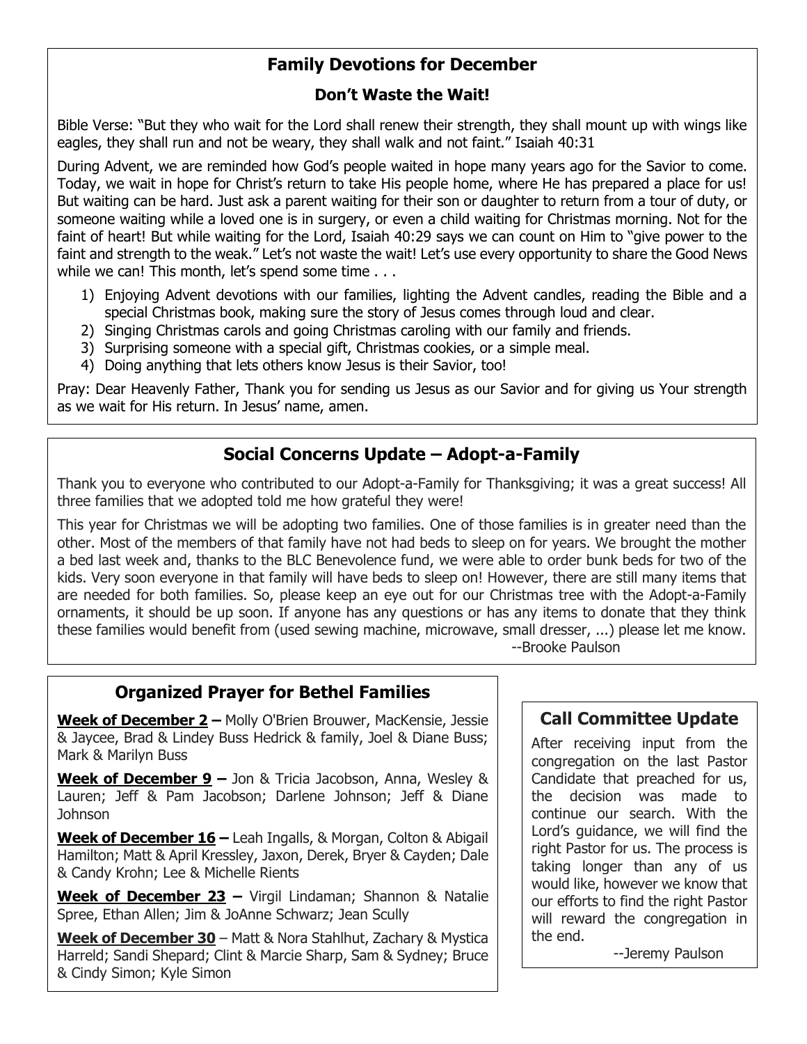## Family Devotions for December

### Don't Waste the Wait!

Bible Verse: "But they who wait for the Lord shall renew their strength, they shall mount up with wings like eagles, they shall run and not be weary, they shall walk and not faint." Isaiah 40:31

During Advent, we are reminded how God's people waited in hope many years ago for the Savior to come. Today, we wait in hope for Christ's return to take His people home, where He has prepared a place for us! But waiting can be hard. Just ask a parent waiting for their son or daughter to return from a tour of duty, or someone waiting while a loved one is in surgery, or even a child waiting for Christmas morning. Not for the faint of heart! But while waiting for the Lord, Isaiah 40:29 says we can count on Him to "give power to the faint and strength to the weak." Let's not waste the wait! Let's use every opportunity to share the Good News while we can! This month, let's spend some time . . .

1) Enjoying Advent devotions with our families, lighting the Advent candles, reading the Bible and a special Christmas book, making sure the story of Jesus comes through loud and clear.
2) Singing Christmas carols and going Christmas caroling with our family and friends.
3) Surprising someone with a special gift, Christmas cookies, or a simple meal.
4) Doing anything that lets others know Jesus is their Savior, too!

Pray: Dear Heavenly Father, Thank you for sending us Jesus as our Savior and for giving us Your strength as we wait for His return. In Jesus' name, amen.

## Social Concerns Update – Adopt-a-Family

Thank you to everyone who contributed to our Adopt-a-Family for Thanksgiving; it was a great success! All three families that we adopted told me how grateful they were!

This year for Christmas we will be adopting two families. One of those families is in greater need than the other. Most of the members of that family have not had beds to sleep on for years. We brought the mother a bed last week and, thanks to the BLC Benevolence fund, we were able to order bunk beds for two of the kids. Very soon everyone in that family will have beds to sleep on! However, there are still many items that are needed for both families. So, please keep an eye out for our Christmas tree with the Adopt-a-Family ornaments, it should be up soon. If anyone has any questions or has any items to donate that they think these families would benefit from (used sewing machine, microwave, small dresser, ...) please let me know.

--Brooke Paulson

## Organized Prayer for Bethel Families

**Week of December 2 –** Molly O'Brien Brouwer, MacKensie, Jessie & Jaycee, Brad & Lindey Buss Hedrick & family, Joel & Diane Buss; Mark & Marilyn Buss

**Week of December 9 –** Jon & Tricia Jacobson, Anna, Wesley & Lauren; Jeff & Pam Jacobson; Darlene Johnson; Jeff & Diane Johnson

**Week of December 16 –** Leah Ingalls, & Morgan, Colton & Abigail Hamilton; Matt & April Kressley, Jaxon, Derek, Bryer & Cayden; Dale & Candy Krohn; Lee & Michelle Rients

**Week of December 23 –** Virgil Lindaman; Shannon & Natalie Spree, Ethan Allen; Jim & JoAnne Schwarz; Jean Scully

**Week of December 30** – Matt & Nora Stahlhut, Zachary & Mystica Harreld; Sandi Shepard; Clint & Marcie Sharp, Sam & Sydney; Bruce & Cindy Simon; Kyle Simon

## Call Committee Update

After receiving input from the congregation on the last Pastor Candidate that preached for us, the decision was made to continue our search. With the Lord's guidance, we will find the right Pastor for us. The process is taking longer than any of us would like, however we know that our efforts to find the right Pastor will reward the congregation in the end.

--Jeremy Paulson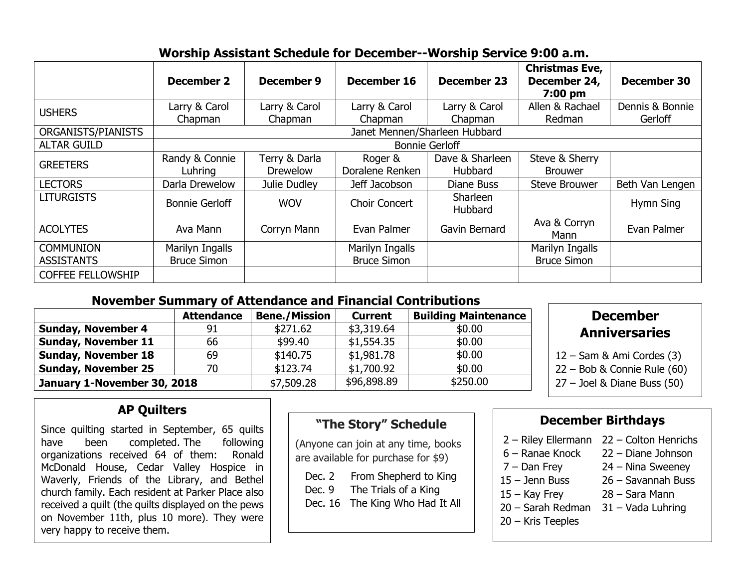## Worship Assistant Schedule for December--Worship Service 9:00 a.m.

| | December 2 | December 9 | December 16 | December 23 | Christmas Eve, December 24, 7:00 pm | December 30 |
|---|---|---|---|---|---|---|
| USHERS | Larry & Carol Chapman | Larry & Carol Chapman | Larry & Carol Chapman | Larry & Carol Chapman | Allen & Rachael Redman | Dennis & Bonnie Gerloff |
| ORGANISTS/PIANISTS | Janet Mennen/Sharleen Hubbard | | | | | |
| ALTAR GUILD | Bonnie Gerloff | | | | | |
| GREETERS | Randy & Connie Luhring | Terry & Darla Drewelow | Roger & Doralene Renken | Dave & Sharleen Hubbard | Steve & Sherry Brouwer | |
| LECTORS | Darla Drewelow | Julie Dudley | Jeff Jacobson | Diane Buss | Steve Brouwer | Beth Van Lengen |
| LITURGISTS | Bonnie Gerloff | WOV | Choir Concert | Sharleen Hubbard | | Hymn Sing |
| ACOLYTES | Ava Mann | Corryn Mann | Evan Palmer | Gavin Bernard | Ava & Corryn Mann | Evan Palmer |
| COMMUNION ASSISTANTS | Marilyn Ingalls Bruce Simon | | Marilyn Ingalls Bruce Simon | | Marilyn Ingalls Bruce Simon | |
| COFFEE FELLOWSHIP | | | | | | |

## November Summary of Attendance and Financial Contributions

| | Attendance | Bene./Mission | Current | Building Maintenance |
|---|---|---|---|---|
| **Sunday, November 4** | 91 | $271.62 | $3,319.64 | $0.00 |
| **Sunday, November 11** | 66 | $99.40 | $1,554.35 | $0.00 |
| **Sunday, November 18** | 69 | $140.75 | $1,981.78 | $0.00 |
| **Sunday, November 25** | 70 | $123.74 | $1,700.92 | $0.00 |
| **January 1-November 30, 2018** | | $7,509.28 | $96,898.89 | $250.00 |

## December Anniversaries

12 – Sam & Ami Cordes (3)
22 – Bob & Connie Rule (60)
27 – Joel & Diane Buss (50)

## AP Quilters

Since quilting started in September, 65 quilts have been completed. The following organizations received 64 of them: Ronald McDonald House, Cedar Valley Hospice in Waverly, Friends of the Library, and Bethel church family. Each resident at Parker Place also received a quilt (the quilts displayed on the pews on November 11th, plus 10 more). They were very happy to receive them.

## "The Story" Schedule

(Anyone can join at any time, books are available for purchase for $9)

Dec. 2 From Shepherd to King
Dec. 9 The Trials of a King
Dec. 16 The King Who Had It All

## December Birthdays

2 – Riley Ellermann
6 – Ranae Knock
7 – Dan Frey
15 – Jenn Buss
15 – Kay Frey
20 – Sarah Redman
20 – Kris Teeples
22 – Colton Henrichs
22 – Diane Johnson
24 – Nina Sweeney
26 – Savannah Buss
28 – Sara Mann
31 – Vada Luhring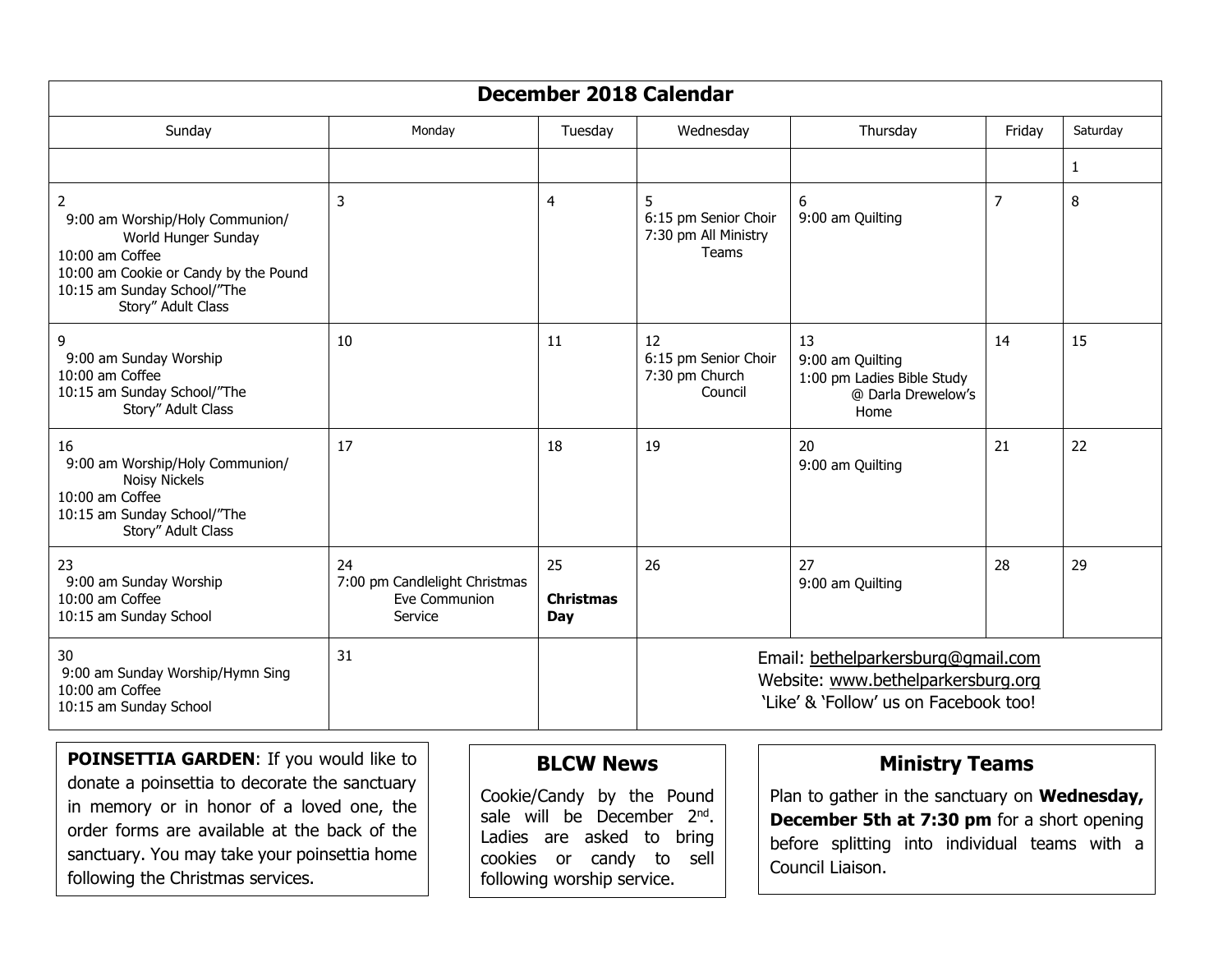## December 2018 Calendar

| Sunday | Monday | Tuesday | Wednesday | Thursday | Friday | Saturday |
|---|---|---|---|---|---|---|
| | | | | | | 1 |
| 2<br>9:00 am Worship/Holy Communion/ World Hunger Sunday<br>10:00 am Coffee<br>10:00 am Cookie or Candy by the Pound<br>10:15 am Sunday School/"The Story" Adult Class | 3 | 4 | 5<br>6:15 pm Senior Choir<br>7:30 pm All Ministry Teams | 6<br>9:00 am Quilting | 7 | 8 |
| 9<br>9:00 am Sunday Worship<br>10:00 am Coffee<br>10:15 am Sunday School/"The Story" Adult Class | 10 | 11 | 12<br>6:15 pm Senior Choir<br>7:30 pm Church Council | 13<br>9:00 am Quilting<br>1:00 pm Ladies Bible Study @ Darla Drewelow's Home | 14 | 15 |
| 16<br>9:00 am Worship/Holy Communion/ Noisy Nickels<br>10:00 am Coffee<br>10:15 am Sunday School/"The Story" Adult Class | 17 | 18 | 19 | 20<br>9:00 am Quilting | 21 | 22 |
| 23<br>9:00 am Sunday Worship<br>10:00 am Coffee<br>10:15 am Sunday School | 24<br>7:00 pm Candlelight Christmas Eve Communion Service | 25<br>**Christmas Day** | 26 | 27<br>9:00 am Quilting | 28 | 29 |
| 30<br>9:00 am Sunday Worship/Hymn Sing<br>10:00 am Coffee<br>10:15 am Sunday School | 31 | | Email: bethelparkersburg@gmail.com<br>Website: www.bethelparkersburg.org<br>'Like' & 'Follow' us on Facebook too! | | | |

**POINSETTIA GARDEN**: If you would like to donate a poinsettia to decorate the sanctuary in memory or in honor of a loved one, the order forms are available at the back of the sanctuary. You may take your poinsettia home following the Christmas services.

### BLCW News

Cookie/Candy by the Pound sale will be December 2nd. Ladies are asked to bring cookies or candy to sell following worship service.

### Ministry Teams

Plan to gather in the sanctuary on **Wednesday, December 5th at 7:30 pm** for a short opening before splitting into individual teams with a Council Liaison.